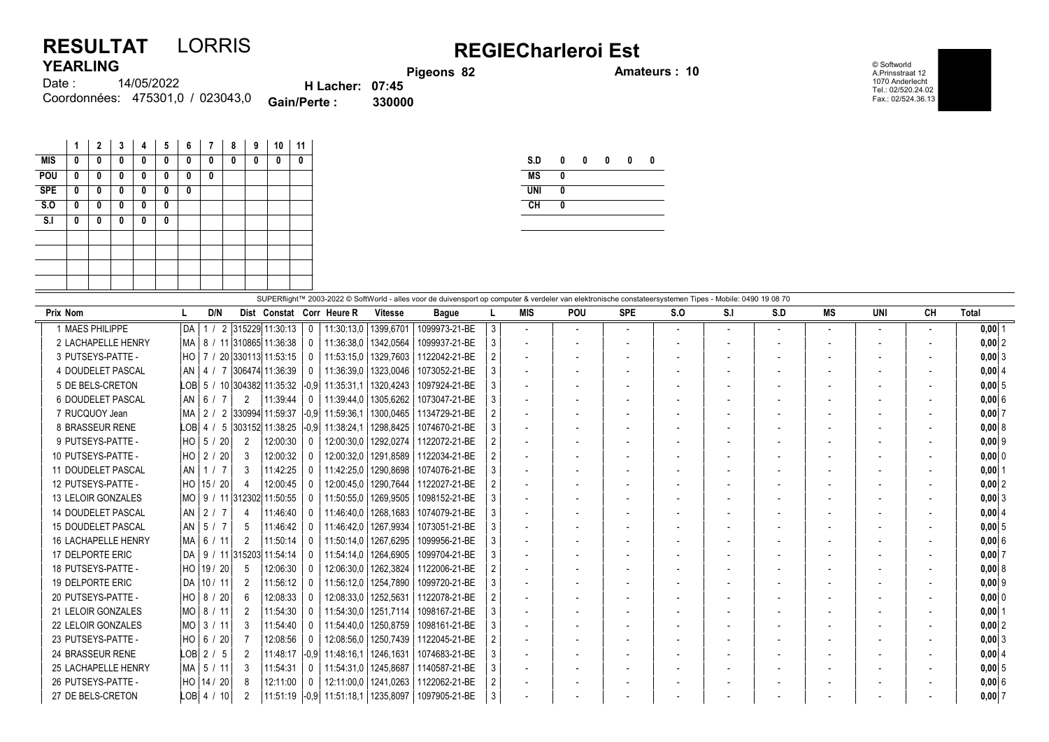# RESULTAT LORRIS

## YEARLING

Date : 14/05/2022

Coordonnées: 475301,0 / 023043,0

# REGIECharleroi Est

Pigeons 82

Amateurs : 10

H Lacher: 07:45

Gain/Perte : 330000

© Softworld
A.Prinsstraat 12
1070 Anderlecht
Tel.: 02/520.24.02
Fax.: 02/524.36.13

| | 1 | 2 | 3 | 4 | 5 | 6 | 7 | 8 | 9 | 10 | 11 |
|---|---|---|---|---|---|---|---|---|---|---|---|
| MIS | 0 | 0 | 0 | 0 | 0 | 0 | 0 | 0 | 0 | 0 | 0 |
| POU | 0 | 0 | 0 | 0 | 0 | 0 | 0 | | | | |
| SPE | 0 | 0 | 0 | 0 | 0 | 0 | | | | | |
| S.O | 0 | 0 | 0 | 0 | 0 | | | | | | |
| S.I | 0 | 0 | 0 | 0 | 0 | | | | | | |

| S.D | 0 | 0 | 0 | 0 | 0 |
|---|---|---|---|---|---|
| MS | 0 | | | | |
| UNI | 0 | | | | |
| CH | 0 | | | | |

SUPERflight™ 2003-2022 © SoftWorld - alles voor de duivensport op computer & verdeler van elektronische constateersystemen Tipes - Mobile: 0490 19 08 70

| Prix | Nom | L | D/N | Dist | Constat | Corr | Heure R | Vitesse | Bague | L | MIS | POU | SPE | S.O | S.I | S.D | MS | UNI | CH | Total | |
|---|---|---|---|---|---|---|---|---|---|---|---|---|---|---|---|---|---|---|---|---|---|
| 1 | MAES PHILIPPE | DA | 1 / 2 | 315229 | 11:30:13 | 0 | 11:30:13,0 | 1399,6701 | 1099973-21-BE | 3 | - | - | - | - | - | - | - | - | - | 0,00 | 1 |
| 2 | LACHAPELLE HENRY | MA | 8 / 11 | 310865 | 11:36:38 | 0 | 11:36:38,0 | 1342,0564 | 1099937-21-BE | 3 | - | - | - | - | - | - | - | - | - | 0,00 | 2 |
| 3 | PUTSEYS-PATTE - | HO | 7 / 20 | 330113 | 11:53:15 | 0 | 11:53:15,0 | 1329,7603 | 1122042-21-BE | 2 | - | - | - | - | - | - | - | - | - | 0,00 | 3 |
| 4 | DOUDELET PASCAL | AN | 4 / 7 | 306474 | 11:36:39 | 0 | 11:36:39,0 | 1323,0046 | 1073052-21-BE | 3 | - | - | - | - | - | - | - | - | - | 0,00 | 4 |
| 5 | DE BELS-CRETON | LOB | 5 / 10 | 304382 | 11:35:32 | -0,9 | 11:35:31,1 | 1320,4243 | 1097924-21-BE | 3 | - | - | - | - | - | - | - | - | - | 0,00 | 5 |
| 6 | DOUDELET PASCAL | AN | 6 / 7 | 2 | 11:39:44 | 0 | 11:39:44,0 | 1305,6262 | 1073047-21-BE | 3 | - | - | - | - | - | - | - | - | - | 0,00 | 6 |
| 7 | RUCQUOY Jean | MA | 2 / 2 | 330994 | 11:59:37 | -0,9 | 11:59:36,1 | 1300,0465 | 1134729-21-BE | 2 | - | - | - | - | - | - | - | - | - | 0,00 | 7 |
| 8 | BRASSEUR RENE | LOB | 4 / 5 | 303152 | 11:38:25 | -0,9 | 11:38:24,1 | 1298,8425 | 1074670-21-BE | 3 | - | - | - | - | - | - | - | - | - | 0,00 | 8 |
| 9 | PUTSEYS-PATTE - | HO | 5 / 20 | 2 | 12:00:30 | 0 | 12:00:30,0 | 1292,0274 | 1122072-21-BE | 2 | - | - | - | - | - | - | - | - | - | 0,00 | 9 |
| 10 | PUTSEYS-PATTE - | HO | 2 / 20 | 3 | 12:00:32 | 0 | 12:00:32,0 | 1291,8589 | 1122034-21-BE | 2 | - | - | - | - | - | - | - | - | - | 0,00 | 0 |
| 11 | DOUDELET PASCAL | AN | 1 / 7 | 3 | 11:42:25 | 0 | 11:42:25,0 | 1290,8698 | 1074076-21-BE | 3 | - | - | - | - | - | - | - | - | - | 0,00 | 1 |
| 12 | PUTSEYS-PATTE - | HO | 15 / 20 | 4 | 12:00:45 | 0 | 12:00:45,0 | 1290,7644 | 1122027-21-BE | 2 | - | - | - | - | - | - | - | - | - | 0,00 | 2 |
| 13 | LELOIR GONZALES | MO | 9 / 11 | 312302 | 11:50:55 | 0 | 11:50:55,0 | 1269,9505 | 1098152-21-BE | 3 | - | - | - | - | - | - | - | - | - | 0,00 | 3 |
| 14 | DOUDELET PASCAL | AN | 2 / 7 | 4 | 11:46:40 | 0 | 11:46:40,0 | 1268,1683 | 1074079-21-BE | 3 | - | - | - | - | - | - | - | - | - | 0,00 | 4 |
| 15 | DOUDELET PASCAL | AN | 5 / 7 | 5 | 11:46:42 | 0 | 11:46:42,0 | 1267,9934 | 1073051-21-BE | 3 | - | - | - | - | - | - | - | - | - | 0,00 | 5 |
| 16 | LACHAPELLE HENRY | MA | 6 / 11 | 2 | 11:50:14 | 0 | 11:50:14,0 | 1267,6295 | 1099956-21-BE | 3 | - | - | - | - | - | - | - | - | - | 0,00 | 6 |
| 17 | DELPORTE ERIC | DA | 9 / 11 | 315203 | 11:54:14 | 0 | 11:54:14,0 | 1264,6905 | 1099704-21-BE | 3 | - | - | - | - | - | - | - | - | - | 0,00 | 7 |
| 18 | PUTSEYS-PATTE - | HO | 19 / 20 | 5 | 12:06:30 | 0 | 12:06:30,0 | 1262,3824 | 1122006-21-BE | 2 | - | - | - | - | - | - | - | - | - | 0,00 | 8 |
| 19 | DELPORTE ERIC | DA | 10 / 11 | 2 | 11:56:12 | 0 | 11:56:12,0 | 1254,7890 | 1099720-21-BE | 3 | - | - | - | - | - | - | - | - | - | 0,00 | 9 |
| 20 | PUTSEYS-PATTE - | HO | 8 / 20 | 6 | 12:08:33 | 0 | 12:08:33,0 | 1252,5631 | 1122078-21-BE | 2 | - | - | - | - | - | - | - | - | - | 0,00 | 0 |
| 21 | LELOIR GONZALES | MO | 8 / 11 | 2 | 11:54:30 | 0 | 11:54:30,0 | 1251,7114 | 1098167-21-BE | 3 | - | - | - | - | - | - | - | - | - | 0,00 | 1 |
| 22 | LELOIR GONZALES | MO | 3 / 11 | 3 | 11:54:40 | 0 | 11:54:40,0 | 1250,8759 | 1098161-21-BE | 3 | - | - | - | - | - | - | - | - | - | 0,00 | 2 |
| 23 | PUTSEYS-PATTE - | HO | 6 / 20 | 7 | 12:08:56 | 0 | 12:08:56,0 | 1250,7439 | 1122045-21-BE | 2 | - | - | - | - | - | - | - | - | - | 0,00 | 3 |
| 24 | BRASSEUR RENE | LOB | 2 / 5 | 2 | 11:48:17 | -0,9 | 11:48:16,1 | 1246,1631 | 1074683-21-BE | 3 | - | - | - | - | - | - | - | - | - | 0,00 | 4 |
| 25 | LACHAPELLE HENRY | MA | 5 / 11 | 3 | 11:54:31 | 0 | 11:54:31,0 | 1245,8687 | 1140587-21-BE | 3 | - | - | - | - | - | - | - | - | - | 0,00 | 5 |
| 26 | PUTSEYS-PATTE - | HO | 14 / 20 | 8 | 12:11:00 | 0 | 12:11:00,0 | 1241,0263 | 1122062-21-BE | 2 | - | - | - | - | - | - | - | - | - | 0,00 | 6 |
| 27 | DE BELS-CRETON | LOB | 4 / 10 | 2 | 11:51:19 | -0,9 | 11:51:18,1 | 1235,8097 | 1097905-21-BE | 3 | - | - | - | - | - | - | - | - | - | 0,00 | 7 |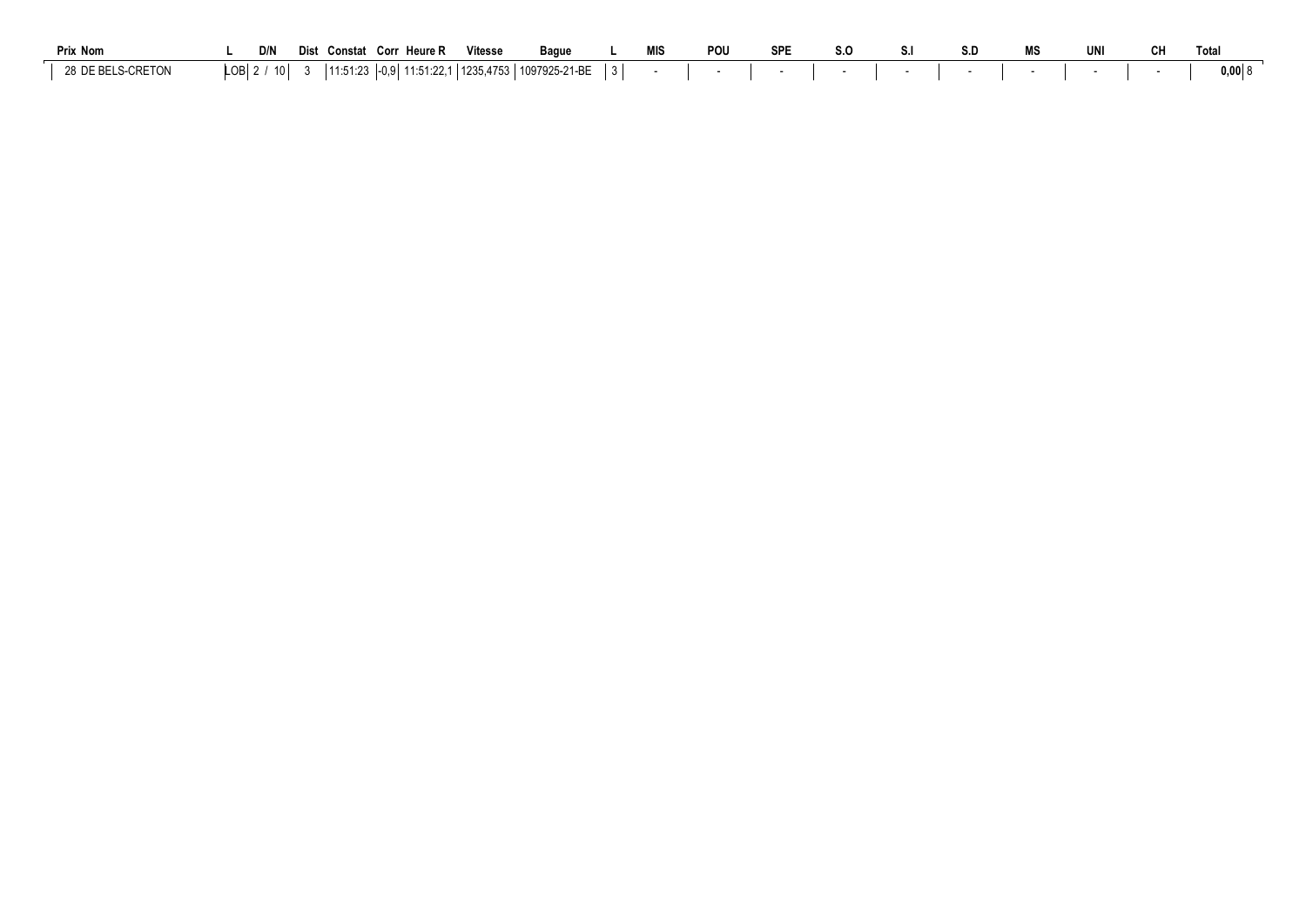| Prix | Nom | L | D/N | Dist | Constat | Corr | Heure R | Vitesse | Bague | L | MIS | POU | SPE | S.O | S.I | S.D | MS | UNI | CH | Total | |
|---|---|---|---|---|---|---|---|---|---|---|---|---|---|---|---|---|---|---|---|---|---|
| 28 | DE BELS-CRETON | LOB | 2 / 10 | 3 | 11:51:23 | -0,9 | 11:51:22,1 | 1235,4753 | 1097925-21-BE | 3 | - | - | - | - | - | - | - | - | - | **0,00** | 8 |